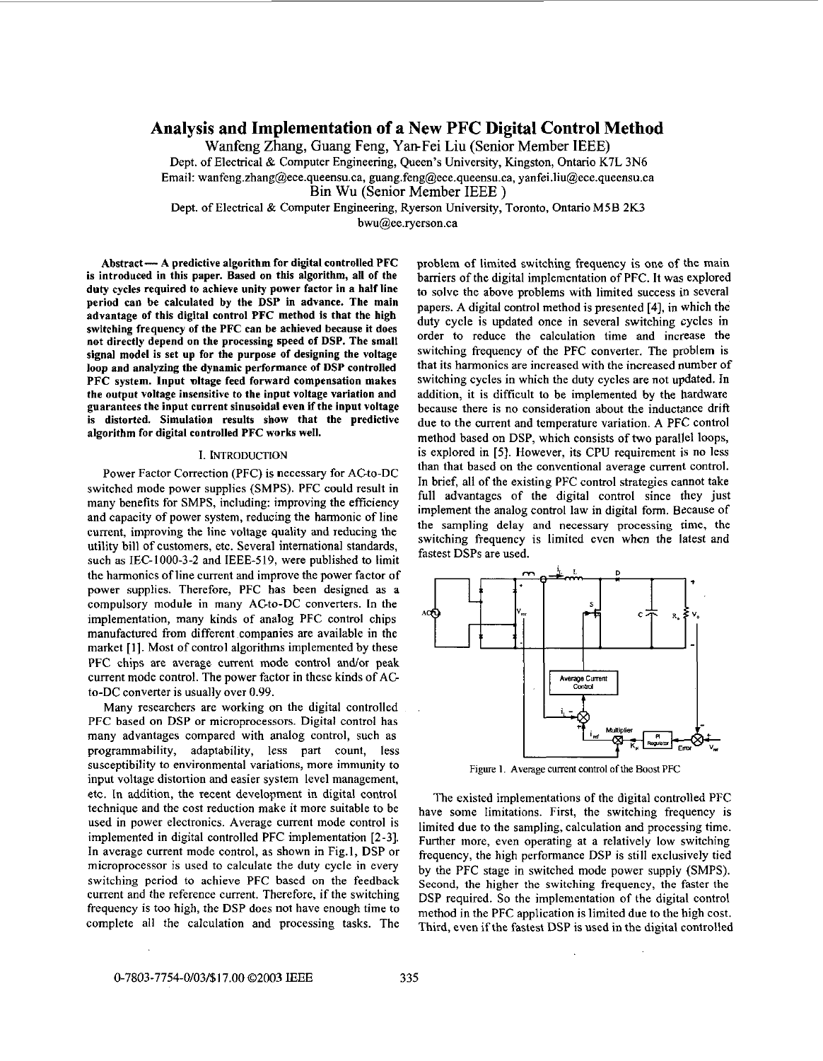# Analysis and Implementation of a New PFC Digital Control Method

Wanfeng Zhang, Guang Feng, Yan-Fei Liu (Senior Member IEEE)

Dept. of Electrical & Computer Engineering, Queen's University, Kingston, Ontario K7L 3N6

Email: wanfeng.zhang@ece.queensu.ca, guang.feng@ece.queensu.ca, yanfei.liu@ece.queensu.ca

Bin Wu (Senior Member IEEE)

Dept. of Electrical & Computer Engineering, Ryerson University, Toronto, Ontario M5B 2K3

bwu@ee.ryerson.ca

**Abstract — A predictive algorithm for digital controlled PFC is introduced in this paper. Based on this algorithm, all of the duty cycles required to achieve unity power factor in a half line period can be calculated by the DSP in advance. The main advantage of this digital control PFC method is that the high switching frequency of the PFC can be achieved because it does not directly depend on the processing speed of DSP. The small signal model is set up for the purpose of designing the voltage loop and analyzing the dynamic performance of DSP controlled PFC system. Input voltage feed forward compensation makes the output voltage insensitive to the input voltage variation and guarantees the input current sinusoidal even if the input voltage is distorted. Simulation results show that the predictive algorithm for digital controlled PFC works well.**

## I. INTRODUCTION

Power Factor Correction (PFC) is necessary for AC-to-DC switched mode power supplies (SMPS). PFC could result in many benefits for SMPS, including: improving the efficiency and capacity of power system, reducing the harmonic of line current, improving the line voltage quality and reducing the utility bill of customers, etc. Several international standards, such as IEC-1000-3-2 and IEEE-519, were published to limit the harmonics of line current and improve the power factor of power supplies. Therefore, PFC has been designed as a compulsory module in many AC-to-DC converters. In the implementation, many kinds of analog PFC control chips manufactured from different companies are available in the market [1]. Most of control algorithms implemented by these PFC chips are average current mode control and/or peak current mode control. The power factor in these kinds of AC-to-DC converter is usually over 0.99.

Many researchers are working on the digital controlled PFC based on DSP or microprocessors. Digital control has many advantages compared with analog control, such as programmability, adaptability, less part count, less susceptibility to environmental variations, more immunity to input voltage distortion and easier system level management, etc. In addition, the recent development in digital control technique and the cost reduction make it more suitable to be used in power electronics. Average current mode control is implemented in digital controlled PFC implementation [2-3]. In average current mode control, as shown in Fig.1, DSP or microprocessor is used to calculate the duty cycle in every switching period to achieve PFC based on the feedback current and the reference current. Therefore, if the switching frequency is too high, the DSP does not have enough time to complete all the calculation and processing tasks. The problem of limited switching frequency is one of the main barriers of the digital implementation of PFC. It was explored to solve the above problems with limited success in several papers. A digital control method is presented [4], in which the duty cycle is updated once in several switching cycles in order to reduce the calculation time and increase the switching frequency of the PFC converter. The problem is that its harmonics are increased with the increased number of switching cycles in which the duty cycles are not updated. In addition, it is difficult to be implemented by the hardware because there is no consideration about the inductance drift due to the current and temperature variation. A PFC control method based on DSP, which consists of two parallel loops, is explored in [5]. However, its CPU requirement is no less than that based on the conventional average current control. In brief, all of the existing PFC control strategies cannot take full advantages of the digital control since they just implement the analog control law in digital form. Because of the sampling delay and necessary processing time, the switching frequency is limited even when the latest and fastest DSPs are used.

AC
$i_L$ L
D
S
C
$R_o$
$V_o$
$V_{rec}$
Average Current Control
$i_L$
$i_{ref}$
Multiplier
$K_v$
PI Regulator
Error
$V_{ref}$

Figure 1. Average current control of the Boost PFC

The existed implementations of the digital controlled PFC have some limitations. First, the switching frequency is limited due to the sampling, calculation and processing time. Further more, even operating at a relatively low switching frequency, the high performance DSP is still exclusively tied by the PFC stage in switched mode power supply (SMPS). Second, the higher the switching frequency, the faster the DSP required. So the implementation of the digital control method in the PFC application is limited due to the high cost. Third, even if the fastest DSP is used in the digital controlled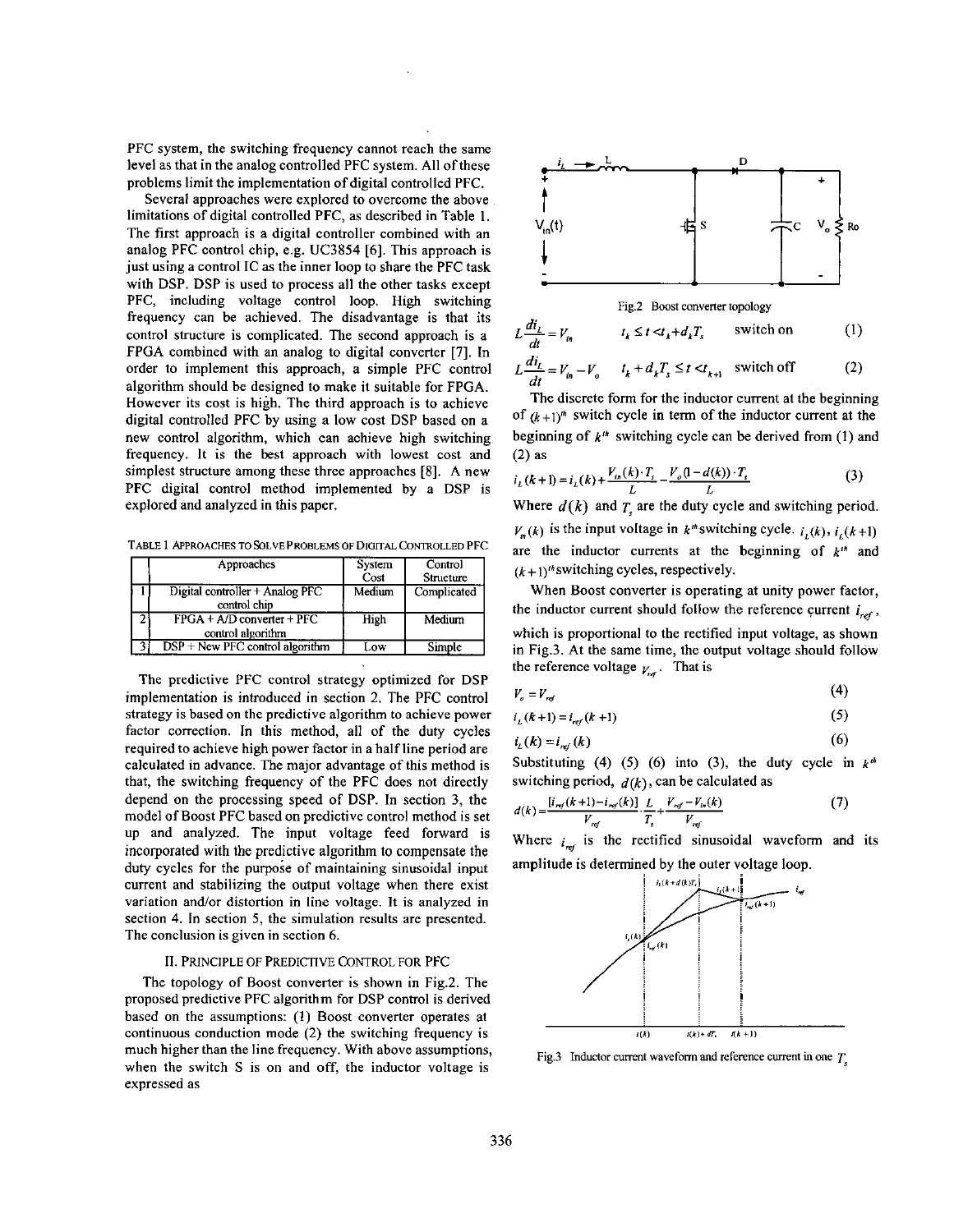PFC system, the switching frequency cannot reach the same level as that in the analog controlled PFC system. All of these problems limit the implementation of digital controlled PFC.

Several approaches were explored to overcome the above limitations of digital controlled PFC, as described in Table 1. The first approach is a digital controller combined with an analog PFC control chip, e.g. UC3854 [6]. This approach is just using a control IC as the inner loop to share the PFC task with DSP. DSP is used to process all the other tasks except PFC, including voltage control loop. High switching frequency can be achieved. The disadvantage is that its control structure is complicated. The second approach is a FPGA combined with an analog to digital converter [7]. In order to implement this approach, a simple PFC control algorithm should be designed to make it suitable for FPGA. However its cost is high. The third approach is to achieve digital controlled PFC by using a low cost DSP based on a new control algorithm, which can achieve high switching frequency. It is the best approach with lowest cost and simplest structure among these three approaches [8]. A new PFC digital control method implemented by a DSP is explored and analyzed in this paper.

TABLE 1 APPROACHES TO SOLVE PROBLEMS OF DIGITAL CONTROLLED PFC

| | Approaches | System Cost | Control Structure |
|---|---|---|---|
| 1 | Digital controller + Analog PFC control chip | Medium | Complicated |
| 2 | FPGA + A/D converter + PFC control algorithm | High | Medium |
| 3 | DSP + New PFC control algorithm | Low | Simple |

The predictive PFC control strategy optimized for DSP implementation is introduced in section 2. The PFC control strategy is based on the predictive algorithm to achieve power factor correction. In this method, all of the duty cycles required to achieve high power factor in a half line period are calculated in advance. The major advantage of this method is that, the switching frequency of the PFC does not directly depend on the processing speed of DSP. In section 3, the model of Boost PFC based on predictive control method is set up and analyzed. The input voltage feed forward is incorporated with the predictive algorithm to compensate the duty cycles for the purpose of maintaining sinusoidal input current and stabilizing the output voltage when there exist variation and/or distortion in line voltage. It is analyzed in section 4. In section 5, the simulation results are presented. The conclusion is given in section 6.

## II. PRINCIPLE OF PREDICTIVE CONTROL FOR PFC

The topology of Boost converter is shown in Fig.2. The proposed predictive PFC algorithm for DSP control is derived based on the assumptions: (1) Boost converter operates at continuous conduction mode (2) the switching frequency is much higher than the line frequency. With above assumptions, when the switch S is on and off, the inductor voltage is expressed as

Fig.2 Boost converter topology

$$L\frac{di_L}{dt} = V_{in} \qquad t_k \le t < t_k + d_k T_s \qquad \text{switch on} \tag{1}$$

$$L\frac{di_L}{dt} = V_{in} - V_o \qquad t_k + d_k T_s \le t < t_{k+1} \qquad \text{switch off} \tag{2}$$

The discrete form for the inductor current at the beginning of $(k+1)^{th}$ switch cycle in term of the inductor current at the beginning of $k^{th}$ switching cycle can be derived from (1) and (2) as

$$i_L(k+1) = i_L(k) + \frac{V_{in}(k)\cdot T_s}{L} - \frac{V_o(1-d(k))\cdot T_s}{L} \tag{3}$$

Where $d(k)$ and $T_s$ are the duty cycle and switching period. $V_{in}(k)$ is the input voltage in $k^{th}$ switching cycle. $i_L(k)$, $i_L(k+1)$ are the inductor currents at the beginning of $k^{th}$ and $(k+1)^{th}$ switching cycles, respectively.

When Boost converter is operating at unity power factor, the inductor current should follow the reference current $i_{ref}$, which is proportional to the rectified input voltage, as shown in Fig.3. At the same time, the output voltage should follow the reference voltage $V_{ref}$. That is

$$V_o = V_{ref} \tag{4}$$

$$i_L(k+1) = i_{ref}(k+1) \tag{5}$$

$$i_L(k) = i_{ref}(k) \tag{6}$$

Substituting (4) (5) (6) into (3), the duty cycle in $k^{th}$ switching period, $d(k)$, can be calculated as

$$d(k) = \frac{[i_{ref}(k+1) - i_{ref}(k)]}{V_{ref}} \cdot \frac{L}{T_s} + \frac{V_{ref} - V_{in}(k)}{V_{ref}} \tag{7}$$

Where $i_{ref}$ is the rectified sinusoidal waveform and its amplitude is determined by the outer voltage loop.

Fig.3 Inductor current waveform and reference current in one $T_s$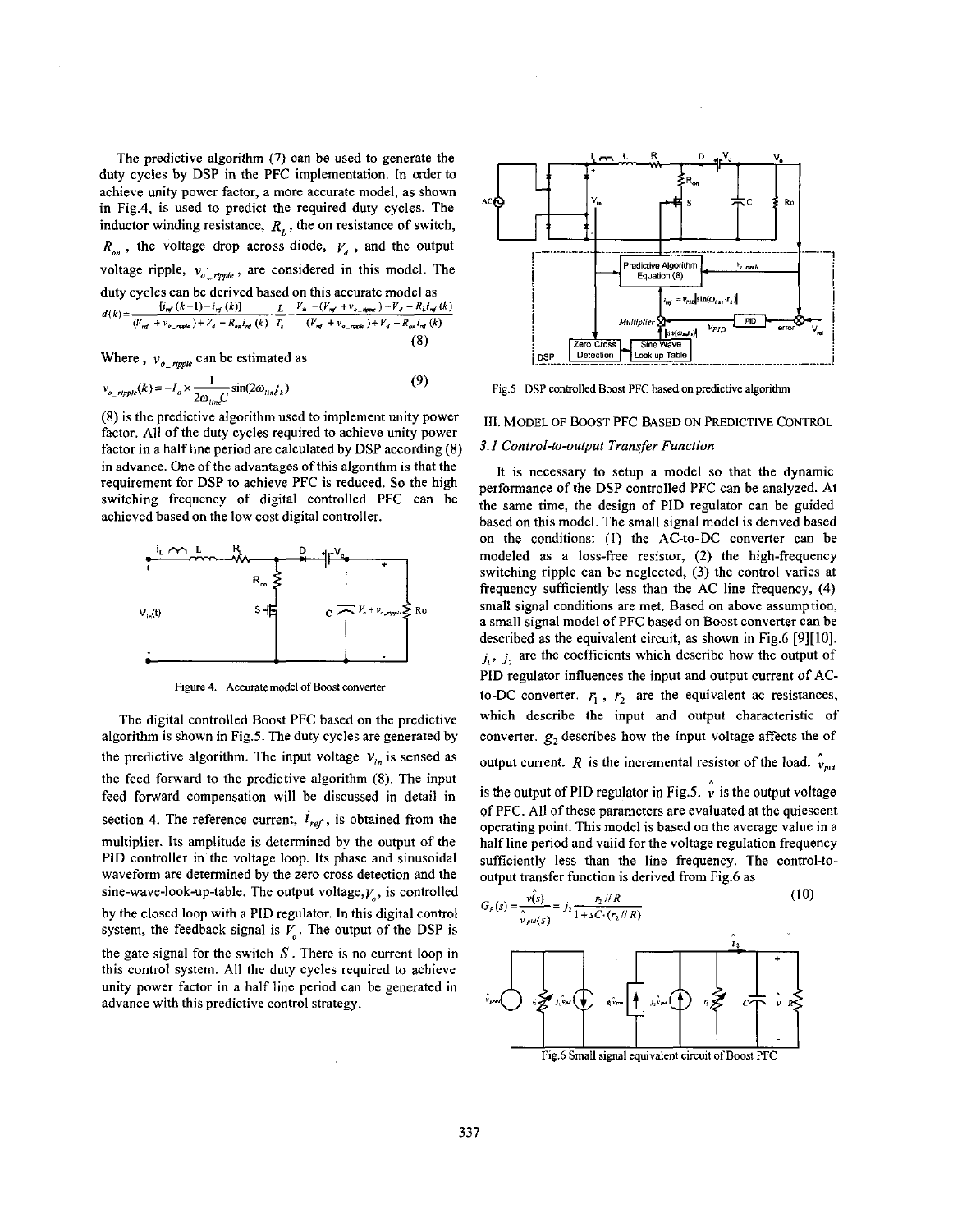The predictive algorithm (7) can be used to generate the duty cycles by DSP in the PFC implementation. In order to achieve unity power factor, a more accurate model, as shown in Fig.4, is used to predict the required duty cycles. The inductor winding resistance, $R_L$, the on resistance of switch, $R_{on}$, the voltage drop across diode, $V_d$, and the output voltage ripple, $v_{o\_ripple}$, are considered in this model. The duty cycles can be derived based on this accurate model as

$$d(k)=\frac{[i_{ref}(k+1)-i_{ref}(k)]}{(V_{ref}+v_{o\_ripple})+V_d-R_{on}i_{ref}(k)}\cdot\frac{L}{T_s}-\frac{V_{in}-(V_{ref}+v_{o\_ripple})-V_d-R_Li_{ref}(k)}{(V_{ref}+v_{o\_ripple})+V_d-R_{on}i_{ref}(k)} \quad (8)$$

Where, $v_{o\_ripple}$ can be estimated as

$$v_{o\_ripple}(k)=-I_o\times\frac{1}{2\omega_{line}C}\sin(2\omega_{line}t_k) \quad (9)$$

(8) is the predictive algorithm used to implement unity power factor. All of the duty cycles required to achieve unity power factor in a half line period are calculated by DSP according (8) in advance. One of the advantages of this algorithm is that the requirement for DSP to achieve PFC is reduced. So the high switching frequency of digital controlled PFC can be achieved based on the low cost digital controller.

Figure 4. Accurate model of Boost converter

The digital controlled Boost PFC based on the predictive algorithm is shown in Fig.5. The duty cycles are generated by the predictive algorithm. The input voltage $v_{in}$ is sensed as the feed forward to the predictive algorithm (8). The input feed forward compensation will be discussed in detail in section 4. The reference current, $i_{ref}$, is obtained from the multiplier. Its amplitude is determined by the output of the PID controller in the voltage loop. Its phase and sinusoidal waveform are determined by the zero cross detection and the sine-wave-look-up-table. The output voltage, $V_o$, is controlled by the closed loop with a PID regulator. In this digital control system, the feedback signal is $V_o$. The output of the DSP is the gate signal for the switch $S$. There is no current loop in this control system. All the duty cycles required to achieve unity power factor in a half line period can be generated in advance with this predictive control strategy.

Fig.5 DSP controlled Boost PFC based on predictive algorithm

## III. Model of Boost PFC Based on Predictive Control

### 3.1 Control-to-output Transfer Function

It is necessary to setup a model so that the dynamic performance of the DSP controlled PFC can be analyzed. At the same time, the design of PID regulator can be guided based on this model. The small signal model is derived based on the conditions: (1) the AC-to-DC converter can be modeled as a loss-free resistor, (2) the high-frequency switching ripple can be neglected, (3) the control varies at frequency sufficiently less than the AC line frequency, (4) small signal conditions are met. Based on above assumption, a small signal model of PFC based on Boost converter can be described as the equivalent circuit, as shown in Fig.6 [9][10]. $j_1$, $j_2$ are the coefficients which describe how the output of PID regulator influences the input and output current of AC-to-DC converter. $r_1$, $r_2$ are the equivalent ac resistances, which describe the input and output characteristic of converter. $g_2$ describes how the input voltage affects the of output current. $R$ is the incremental resistor of the load. $\hat{v}_{pid}$ is the output of PID regulator in Fig.5. $\hat{v}$ is the output voltage of PFC. All of these parameters are evaluated at the quiescent operating point. This model is based on the average value in a half line period and valid for the voltage regulation frequency sufficiently less than the line frequency. The control-to-output transfer function is derived from Fig.6 as

$$G_P(s)=\frac{\hat{v}(s)}{\hat{v}_{pid}(s)}=j_2\frac{r_2//R}{1+sC\cdot(r_2//R)} \quad (10)$$

Fig.6 Small signal equivalent circuit of Boost PFC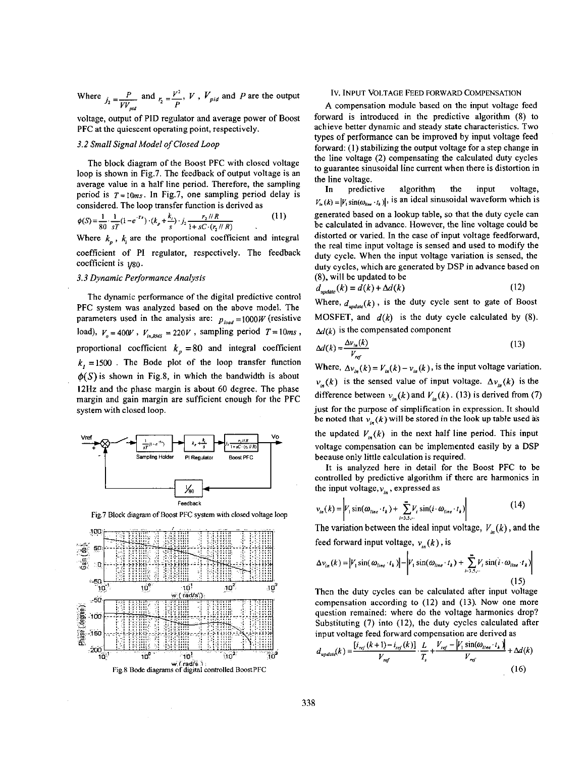Where $j_2 = \frac{P}{VV_{pid}}$ and $r_2 = \frac{V^2}{P}$, $V$, $V_{pid}$ and $P$ are the output voltage, output of PID regulator and average power of Boost PFC at the quiescent operating point, respectively.

### 3.2 Small Signal Model of Closed Loop

The block diagram of the Boost PFC with closed voltage loop is shown in Fig.7. The feedback of output voltage is an average value in a half line period. Therefore, the sampling period is $T = 10ms$. In Fig.7, one sampling period delay is considered. The loop transfer function is derived as

$$\phi(S) = \frac{1}{80} \cdot \frac{1}{sT}(1 - e^{-Ts}) \cdot (k_p + \frac{k_i}{s}) \cdot j_2 \frac{r_2 // R}{1 + sC \cdot (r_2 // R)} \tag{11}$$

Where $k_p$, $k_i$ are the proportional coefficient and integral coefficient of PI regulator, respectively. The feedback coefficient is $1/80$.

### 3.3 Dynamic Performance Analysis

The dynamic performance of the digital predictive control PFC system was analyzed based on the above model. The parameters used in the analysis are: $P_{load} = 1000W$ (resistive load), $V_o = 400V$, $V_{in,RMS} = 220V$, sampling period $T = 10ms$, proportional coefficient $k_p = 80$ and integral coefficient $k_I = 1500$. The Bode plot of the loop transfer function $\phi(S)$ is shown in Fig.8, in which the bandwidth is about 12Hz and the phase margin is about 60 degree. The phase margin and gain margin are sufficient enough for the PFC system with closed loop.

Fig.7 Block diagram of Boost PFC system with closed voltage loop

Fig.8 Bode diagrams of digital controlled BoostPFC

## IV. Input Voltage Feed Forward Compensation

A compensation module based on the input voltage feed forward is introduced in the predictive algorithm (8) to achieve better dynamic and steady state characteristics. Two types of performance can be improved by input voltage feed forward: (1) stabilizing the output voltage for a step change in the line voltage (2) compensating the calculated duty cycles to guarantee sinusoidal line current when there is distortion in the line voltage.

In predictive algorithm the input voltage, $V_{in}(k) = |V_1 \sin(\omega_{line} \cdot t_k)|$, is an ideal sinusoidal waveform which is generated based on a lookup table, so that the duty cycle can be calculated in advance. However, the line voltage could be distorted or varied. In the case of input voltage feedforward, the real time input voltage is sensed and used to modify the duty cycle. When the input voltage variation is sensed, the duty cycles, which are generated by DSP in advance based on (8), will be updated to be

$$d_{update}(k) = d(k) + \Delta d(k) \tag{12}$$

Where, $d_{update}(k)$, is the duty cycle sent to gate of Boost MOSFET, and $d(k)$ is the duty cycle calculated by (8). $\Delta d(k)$ is the compensated component

$$\Delta d(k) = \frac{\Delta v_{in}(k)}{V_{ref}} \tag{13}$$

Where, $\Delta v_{in}(k) = V_{in}(k) - v_{in}(k)$, is the input voltage variation. $v_{in}(k)$ is the sensed value of input voltage. $\Delta v_{in}(k)$ is the difference between $v_{in}(k)$ and $V_{in}(k)$. (13) is derived from (7) just for the purpose of simplification in expression. It should be noted that $v_{in}(k)$ will be stored in the look up table used as the updated $V_{in}(k)$ in the next half line period. This input voltage compensation can be implemented easily by a DSP because only little calculation is required.

It is analyzed here in detail for the Boost PFC to be controlled by predictive algorithm if there are harmonics in the input voltage, $v_{in}$, expressed as

$$v_{in}(k) = \left| V_1 \sin(\omega_{line} \cdot t_k) + \sum_{i=3,5,\cdots}^{\infty} V_i \sin(i \cdot \omega_{line} \cdot t_k) \right| \tag{14}$$

The variation between the ideal input voltage, $V_{in}(k)$, and the feed forward input voltage, $v_{in}(k)$, is

$$\Delta v_{in}(k) = |V_1 \sin(\omega_{line} \cdot t_k)| - \left| V_1 \sin(\omega_{line} \cdot t_k) + \sum_{i=3,5,\cdots}^{\infty} V_i \sin(i \cdot \omega_{line} \cdot t_k) \right| \tag{15}$$

Then the duty cycles can be calculated after input voltage compensation according to (12) and (13). Now one more question remained: where do the voltage harmonics drop? Substituting (7) into (12), the duty cycles calculated after input voltage feed forward compensation are derived as

$$d_{update}(k) = \frac{[i_{ref}(k+1) - i_{ref}(k)]}{V_{ref}} \cdot \frac{L}{T_s} + \frac{V_{ref} - |V_1 \sin(\omega_{line} \cdot t_k)|}{V_{ref}} + \Delta d(k) \tag{16}$$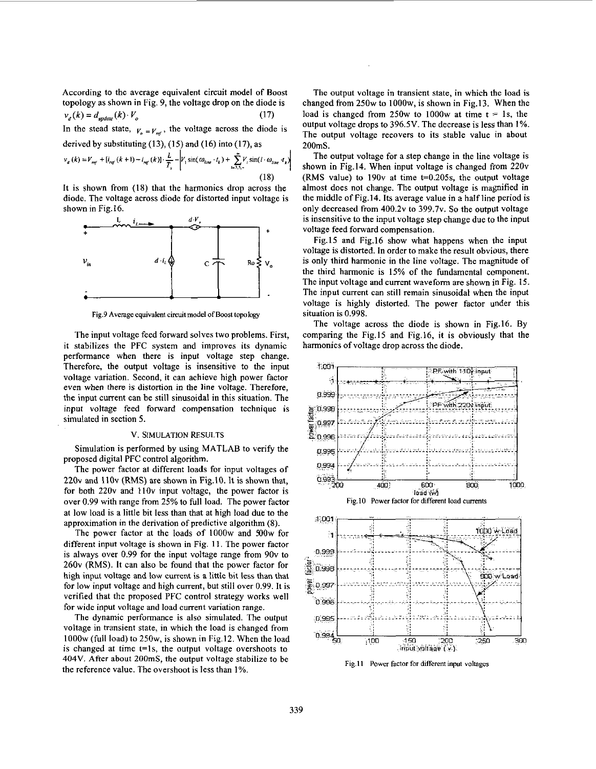According to the average equivalent circuit model of Boost topology as shown in Fig. 9, the voltage drop on the diode is

$$v_d(k) = d_{update}(k) \cdot V_o \tag{17}$$

In the stead state, $V_o = V_{ref}$, the voltage across the diode is derived by substituting (13), (15) and (16) into (17), as

$$v_d(k) = V_{ref} + [i_{ref}(k+1) - i_{ref}(k)] \cdot \frac{L}{T_s} - \left| V_1 \sin(\omega_{line} \cdot t_k) + \sum_{i=3,5,\cdots}^{\infty} V_i \sin(i \cdot \omega_{line} \cdot t_k) \right| \tag{18}$$

It is shown from (18) that the harmonics drop across the diode. The voltage across diode for distorted input voltage is shown in Fig.16.

Fig.9 Average equivalent circuit model of Boost topology

The input voltage feed forward solves two problems. First, it stabilizes the PFC system and improves its dynamic performance when there is input voltage step change. Therefore, the output voltage is insensitive to the input voltage variation. Second, it can achieve high power factor even when there is distortion in the line voltage. Therefore, the input current can be still sinusoidal in this situation. The input voltage feed forward compensation technique is simulated in section 5.

## V. SIMULATION RESULTS

Simulation is performed by using MATLAB to verify the proposed digital PFC control algorithm.

The power factor at different loads for input voltages of 220v and 110v (RMS) are shown in Fig.10. It is shown that, for both 220v and 110v input voltage, the power factor is over 0.99 with range from 25% to full load. The power factor at low load is a little bit less than that at high load due to the approximation in the derivation of predictive algorithm (8).

The power factor at the loads of 1000w and 500w for different input voltage is shown in Fig. 11. The power factor is always over 0.99 for the input voltage range from 90v to 260v (RMS). It can also be found that the power factor for high input voltage and low current is a little bit less than that for low input voltage and high current, but still over 0.99. It is verified that the proposed PFC control strategy works well for wide input voltage and load current variation range.

The dynamic performance is also simulated. The output voltage in transient state, in which the load is changed from 1000w (full load) to 250w, is shown in Fig.12. When the load is changed at time t=1s, the output voltage overshoots to 404V. After about 200mS, the output voltage stabilize to be the reference value. The overshoot is less than 1%.

The output voltage in transient state, in which the load is changed from 250w to 1000w, is shown in Fig.13. When the load is changed from 250w to 1000w at time t = 1s, the output voltage drops to 396.5V. The decrease is less than 1%. The output voltage recovers to its stable value in about 200mS.

The output voltage for a step change in the line voltage is shown in Fig.14. When input voltage is changed from 220v (RMS value) to 190v at time t=0.205s, the output voltage almost does not change. The output voltage is magnified in the middle of Fig.14. Its average value in a half line period is only decreased from 400.2v to 399.7v. So the output voltage is insensitive to the input voltage step change due to the input voltage feed forward compensation.

Fig.15 and Fig.16 show what happens when the input voltage is distorted. In order to make the result obvious, there is only third harmonic in the line voltage. The magnitude of the third harmonic is 15% of the fundamental component. The input voltage and current waveform are shown in Fig. 15. The input current can still remain sinusoidal when the input voltage is highly distorted. The power factor under this situation is 0.998.

The voltage across the diode is shown in Fig.16. By comparing the Fig.15 and Fig.16, it is obviously that the harmonics of voltage drop across the diode.

Fig.10 Power factor for different load currents

Fig.11 Power factor for different input voltages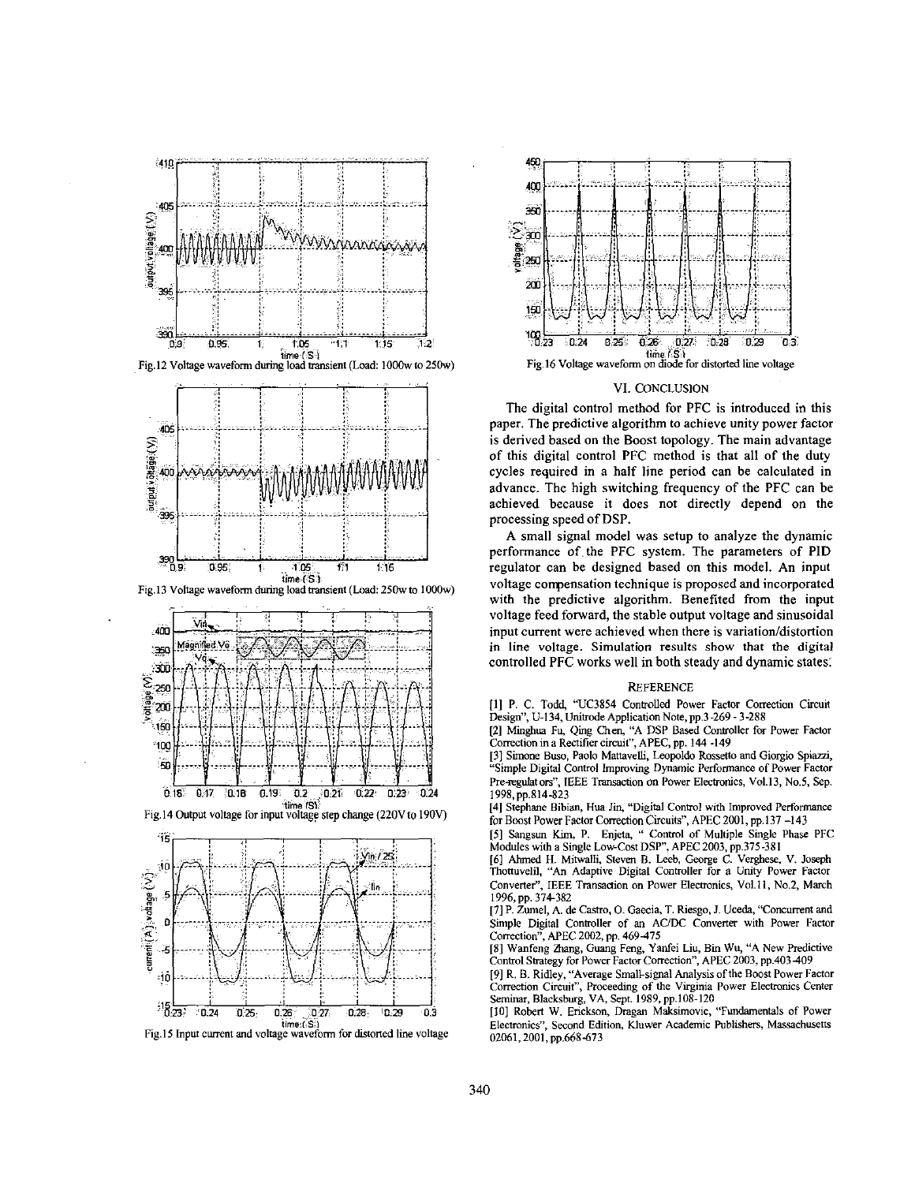410

405

400

395

390

0.9 0.95 1 1.05 1.1 1.15 1.2

time (S)

output voltage (V)

Fig.12 Voltage waveform during load transient (Load: 1000w to 250w)

405

400

395

390

0.9 0.95 1 1.05 1.1 1.15

time (S)

output voltage (V)

Fig.13 Voltage waveform during load transient (Load: 250w to 1000w)

Vin

Magnified Vo

Vd

400

350

300

250

200

150

100

50

0.16 0.17 0.18 0.19 0.2 0.21 0.22 0.23 0.24

time (S)

voltage (V)

Fig.14 Output voltage for input voltage step change (220V to 190V)

Vin / 25

Iin

15

10

5

0

-5

-10

-15

0.23 0.24 0.25 0.26 0.27 0.28 0.29 0.3

time (S)

current (A) voltage (V)

Fig.15 Input current and voltage waveform for distorted line voltage

450

400

350

300

250

200

150

100

0.23 0.24 0.25 0.26 0.27 0.28 0.29 0.3

time (S)

voltage (V)

Fig.16 Voltage waveform on diode for distorted line voltage

## VI. CONCLUSION

The digital control method for PFC is introduced in this paper. The predictive algorithm to achieve unity power factor is derived based on the Boost topology. The main advantage of this digital control PFC method is that all of the duty cycles required in a half line period can be calculated in advance. The high switching frequency of the PFC can be achieved because it does not directly depend on the processing speed of DSP.

A small signal model was setup to analyze the dynamic performance of the PFC system. The parameters of PID regulator can be designed based on this model. An input voltage compensation technique is proposed and incorporated with the predictive algorithm. Benefited from the input voltage feed forward, the stable output voltage and sinusoidal input current were achieved when there is variation/distortion in line voltage. Simulation results show that the digital controlled PFC works well in both steady and dynamic states.

## REFERENCE

[1] P. C. Todd, "UC3854 Controlled Power Factor Correction Circuit Design", U-134, Unitrode Application Note, pp.3-269 - 3-288

[2] Minghua Fu, Qing Chen, "A DSP Based Controller for Power Factor Correction in a Rectifier circuit", APEC, pp. 144 -149

[3] Simone Buso, Paolo Mattavelli, Leopoldo Rossetto and Giorgio Spiazzi, "Simple Digital Control Improving Dynamic Performance of Power Factor Pre-regulators", IEEE Transaction on Power Electronics, Vol.13, No.5, Sep. 1998, pp.814-823

[4] Stephane Bibian, Hua Jin, "Digital Control with Improved Performance for Boost Power Factor Correction Circuits", APEC 2001, pp.137 -143

[5] Sangsun Kim, P. Enjeta, " Control of Multiple Single Phase PFC Modules with a Single Low-Cost DSP", APEC 2003, pp.375-381

[6] Ahmed H. Mitwalli, Steven B. Leeb, George C. Verghese, V. Joseph Thottuvelil, "An Adaptive Digital Controller for a Unity Power Factor Converter", IEEE Transaction on Power Electronics, Vol.11, No.2, March 1996, pp. 374-382

[7] P. Zumel, A. de Castro, O. Gaecia, T. Riesgo, J. Uceda, "Concurrent and Simple Digital Controller of an AC/DC Converter with Power Factor Correction", APEC 2002, pp. 469-475

[8] Wanfeng Zhang, Guang Feng, Yanfei Liu, Bin Wu, "A New Predictive Control Strategy for Power Factor Correction", APEC 2003, pp.403-409

[9] R. B. Ridley, "Average Small-signal Analysis of the Boost Power Factor Correction Circuit", Proceeding of the Virginia Power Electronics Center Seminar, Blacksburg, VA, Sept. 1989, pp.108-120

[10] Robert W. Erickson, Dragan Maksimovic, "Fundamentals of Power Electronics", Second Edition, Kluwer Academic Publishers, Massachusetts 02061, 2001, pp.668-673